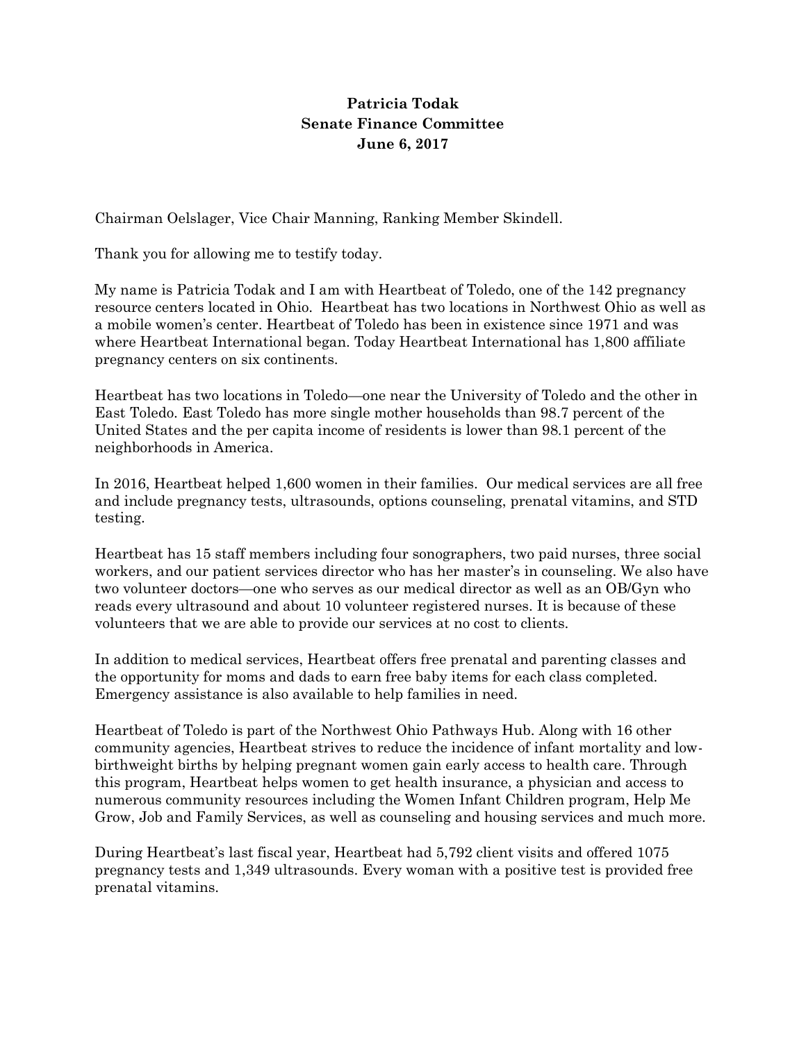**Patricia Todak**
**Senate Finance Committee**
**June 6, 2017**

Chairman Oelslager, Vice Chair Manning, Ranking Member Skindell.

Thank you for allowing me to testify today.

My name is Patricia Todak and I am with Heartbeat of Toledo, one of the 142 pregnancy resource centers located in Ohio. Heartbeat has two locations in Northwest Ohio as well as a mobile women's center. Heartbeat of Toledo has been in existence since 1971 and was where Heartbeat International began. Today Heartbeat International has 1,800 affiliate pregnancy centers on six continents.

Heartbeat has two locations in Toledo—one near the University of Toledo and the other in East Toledo. East Toledo has more single mother households than 98.7 percent of the United States and the per capita income of residents is lower than 98.1 percent of the neighborhoods in America.

In 2016, Heartbeat helped 1,600 women in their families. Our medical services are all free and include pregnancy tests, ultrasounds, options counseling, prenatal vitamins, and STD testing.

Heartbeat has 15 staff members including four sonographers, two paid nurses, three social workers, and our patient services director who has her master's in counseling. We also have two volunteer doctors—one who serves as our medical director as well as an OB/Gyn who reads every ultrasound and about 10 volunteer registered nurses. It is because of these volunteers that we are able to provide our services at no cost to clients.

In addition to medical services, Heartbeat offers free prenatal and parenting classes and the opportunity for moms and dads to earn free baby items for each class completed. Emergency assistance is also available to help families in need.

Heartbeat of Toledo is part of the Northwest Ohio Pathways Hub. Along with 16 other community agencies, Heartbeat strives to reduce the incidence of infant mortality and low-birthweight births by helping pregnant women gain early access to health care. Through this program, Heartbeat helps women to get health insurance, a physician and access to numerous community resources including the Women Infant Children program, Help Me Grow, Job and Family Services, as well as counseling and housing services and much more.

During Heartbeat's last fiscal year, Heartbeat had 5,792 client visits and offered 1075 pregnancy tests and 1,349 ultrasounds. Every woman with a positive test is provided free prenatal vitamins.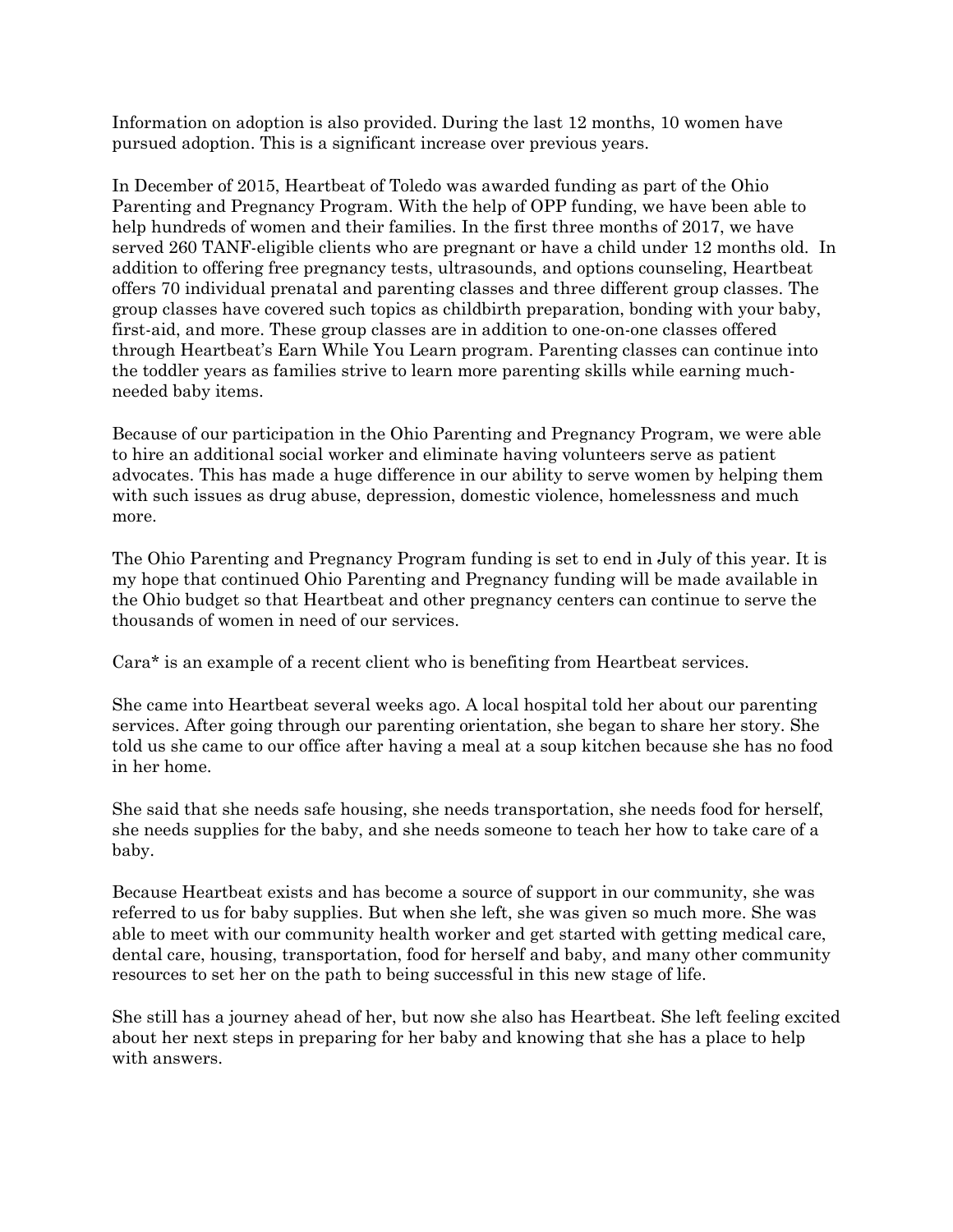Information on adoption is also provided. During the last 12 months, 10 women have pursued adoption. This is a significant increase over previous years.

In December of 2015, Heartbeat of Toledo was awarded funding as part of the Ohio Parenting and Pregnancy Program. With the help of OPP funding, we have been able to help hundreds of women and their families. In the first three months of 2017, we have served 260 TANF-eligible clients who are pregnant or have a child under 12 months old. In addition to offering free pregnancy tests, ultrasounds, and options counseling, Heartbeat offers 70 individual prenatal and parenting classes and three different group classes. The group classes have covered such topics as childbirth preparation, bonding with your baby, first-aid, and more. These group classes are in addition to one-on-one classes offered through Heartbeat's Earn While You Learn program. Parenting classes can continue into the toddler years as families strive to learn more parenting skills while earning much-needed baby items.

Because of our participation in the Ohio Parenting and Pregnancy Program, we were able to hire an additional social worker and eliminate having volunteers serve as patient advocates. This has made a huge difference in our ability to serve women by helping them with such issues as drug abuse, depression, domestic violence, homelessness and much more.

The Ohio Parenting and Pregnancy Program funding is set to end in July of this year. It is my hope that continued Ohio Parenting and Pregnancy funding will be made available in the Ohio budget so that Heartbeat and other pregnancy centers can continue to serve the thousands of women in need of our services.

Cara* is an example of a recent client who is benefiting from Heartbeat services.

She came into Heartbeat several weeks ago. A local hospital told her about our parenting services. After going through our parenting orientation, she began to share her story. She told us she came to our office after having a meal at a soup kitchen because she has no food in her home.

She said that she needs safe housing, she needs transportation, she needs food for herself, she needs supplies for the baby, and she needs someone to teach her how to take care of a baby.

Because Heartbeat exists and has become a source of support in our community, she was referred to us for baby supplies. But when she left, she was given so much more. She was able to meet with our community health worker and get started with getting medical care, dental care, housing, transportation, food for herself and baby, and many other community resources to set her on the path to being successful in this new stage of life.

She still has a journey ahead of her, but now she also has Heartbeat. She left feeling excited about her next steps in preparing for her baby and knowing that she has a place to help with answers.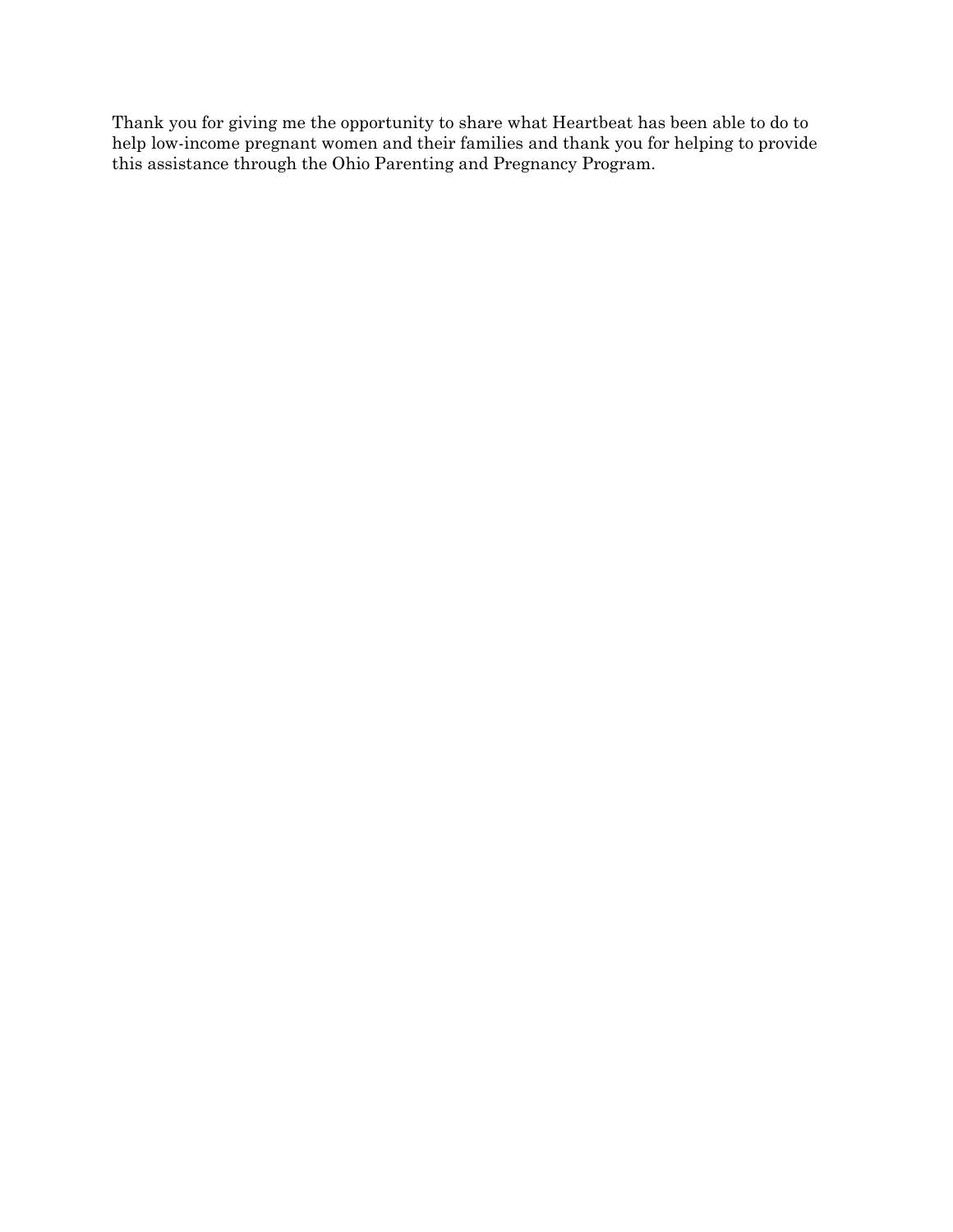Thank you for giving me the opportunity to share what Heartbeat has been able to do to help low-income pregnant women and their families and thank you for helping to provide this assistance through the Ohio Parenting and Pregnancy Program.